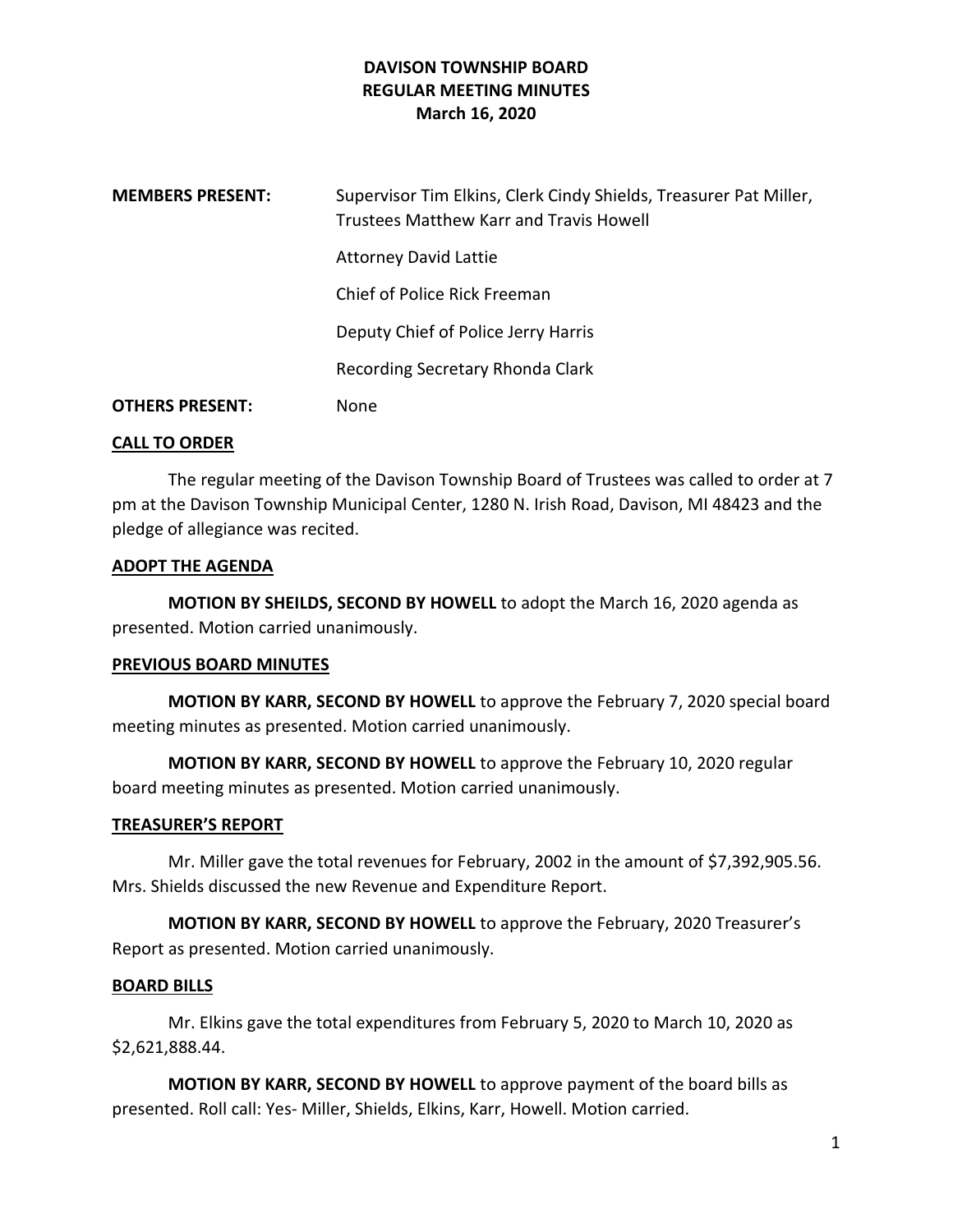# DAVISON TOWNSHIP BOARD
## REGULAR MEETING MINUTES
## March 16, 2020

**MEMBERS PRESENT:** Supervisor Tim Elkins, Clerk Cindy Shields, Treasurer Pat Miller, Trustees Matthew Karr and Travis Howell

Attorney David Lattie

Chief of Police Rick Freeman

Deputy Chief of Police Jerry Harris

Recording Secretary Rhonda Clark

**OTHERS PRESENT:** None

**CALL TO ORDER**

The regular meeting of the Davison Township Board of Trustees was called to order at 7 pm at the Davison Township Municipal Center, 1280 N. Irish Road, Davison, MI 48423 and the pledge of allegiance was recited.

**ADOPT THE AGENDA**

**MOTION BY SHEILDS, SECOND BY HOWELL** to adopt the March 16, 2020 agenda as presented. Motion carried unanimously.

**PREVIOUS BOARD MINUTES**

**MOTION BY KARR, SECOND BY HOWELL** to approve the February 7, 2020 special board meeting minutes as presented. Motion carried unanimously.

**MOTION BY KARR, SECOND BY HOWELL** to approve the February 10, 2020 regular board meeting minutes as presented. Motion carried unanimously.

**TREASURER'S REPORT**

Mr. Miller gave the total revenues for February, 2002 in the amount of $7,392,905.56. Mrs. Shields discussed the new Revenue and Expenditure Report.

**MOTION BY KARR, SECOND BY HOWELL** to approve the February, 2020 Treasurer's Report as presented. Motion carried unanimously.

**BOARD BILLS**

Mr. Elkins gave the total expenditures from February 5, 2020 to March 10, 2020 as $2,621,888.44.

**MOTION BY KARR, SECOND BY HOWELL** to approve payment of the board bills as presented. Roll call: Yes- Miller, Shields, Elkins, Karr, Howell. Motion carried.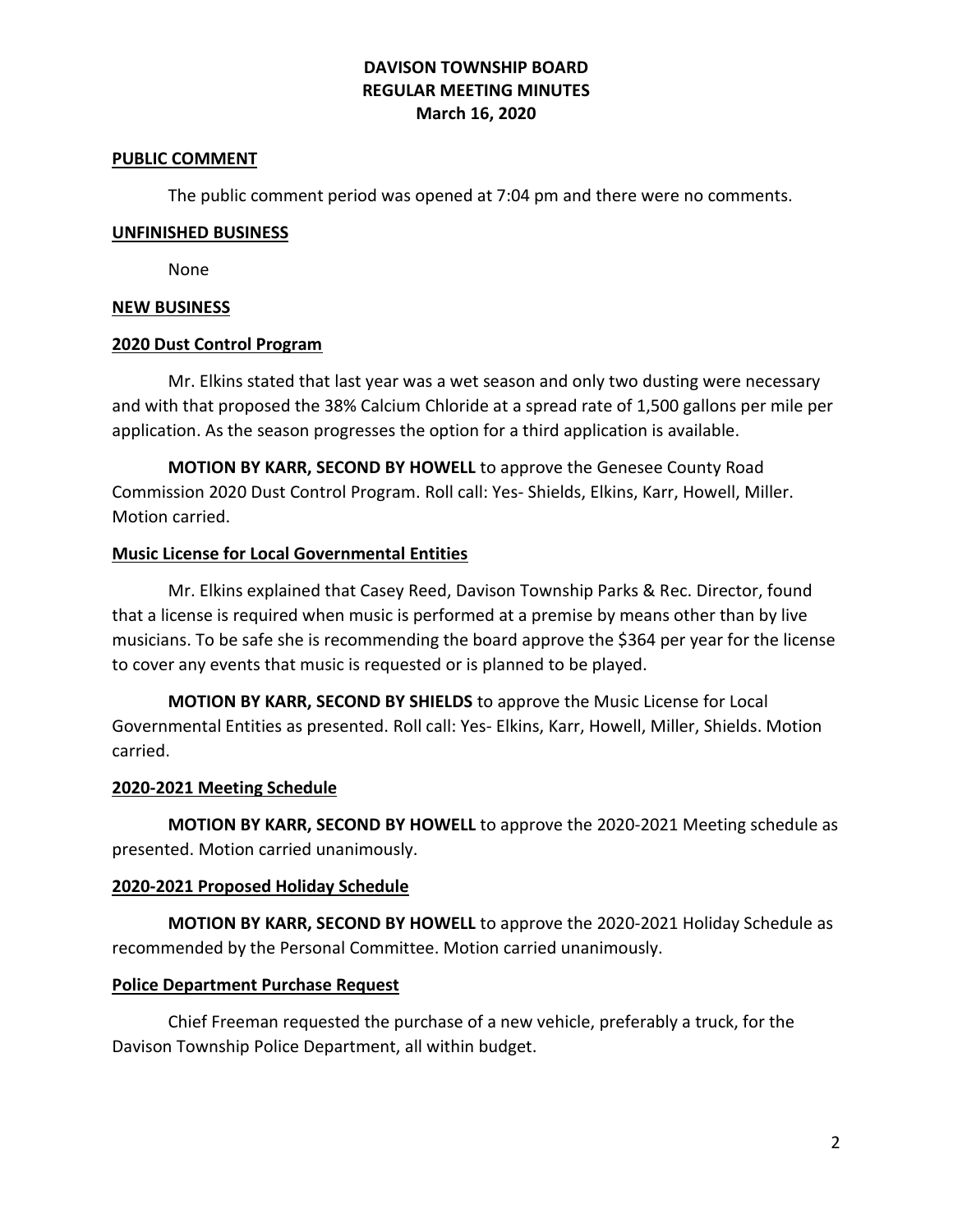# DAVISON TOWNSHIP BOARD
## REGULAR MEETING MINUTES
### March 16, 2020

**PUBLIC COMMENT**

The public comment period was opened at 7:04 pm and there were no comments.

**UNFINISHED BUSINESS**

None

**NEW BUSINESS**

**2020 Dust Control Program**

Mr. Elkins stated that last year was a wet season and only two dusting were necessary and with that proposed the 38% Calcium Chloride at a spread rate of 1,500 gallons per mile per application. As the season progresses the option for a third application is available.

**MOTION BY KARR, SECOND BY HOWELL** to approve the Genesee County Road Commission 2020 Dust Control Program. Roll call: Yes- Shields, Elkins, Karr, Howell, Miller. Motion carried.

**Music License for Local Governmental Entities**

Mr. Elkins explained that Casey Reed, Davison Township Parks & Rec. Director, found that a license is required when music is performed at a premise by means other than by live musicians. To be safe she is recommending the board approve the $364 per year for the license to cover any events that music is requested or is planned to be played.

**MOTION BY KARR, SECOND BY SHIELDS** to approve the Music License for Local Governmental Entities as presented. Roll call: Yes- Elkins, Karr, Howell, Miller, Shields. Motion carried.

**2020-2021 Meeting Schedule**

**MOTION BY KARR, SECOND BY HOWELL** to approve the 2020-2021 Meeting schedule as presented. Motion carried unanimously.

**2020-2021 Proposed Holiday Schedule**

**MOTION BY KARR, SECOND BY HOWELL** to approve the 2020-2021 Holiday Schedule as recommended by the Personal Committee. Motion carried unanimously.

**Police Department Purchase Request**

Chief Freeman requested the purchase of a new vehicle, preferably a truck, for the Davison Township Police Department, all within budget.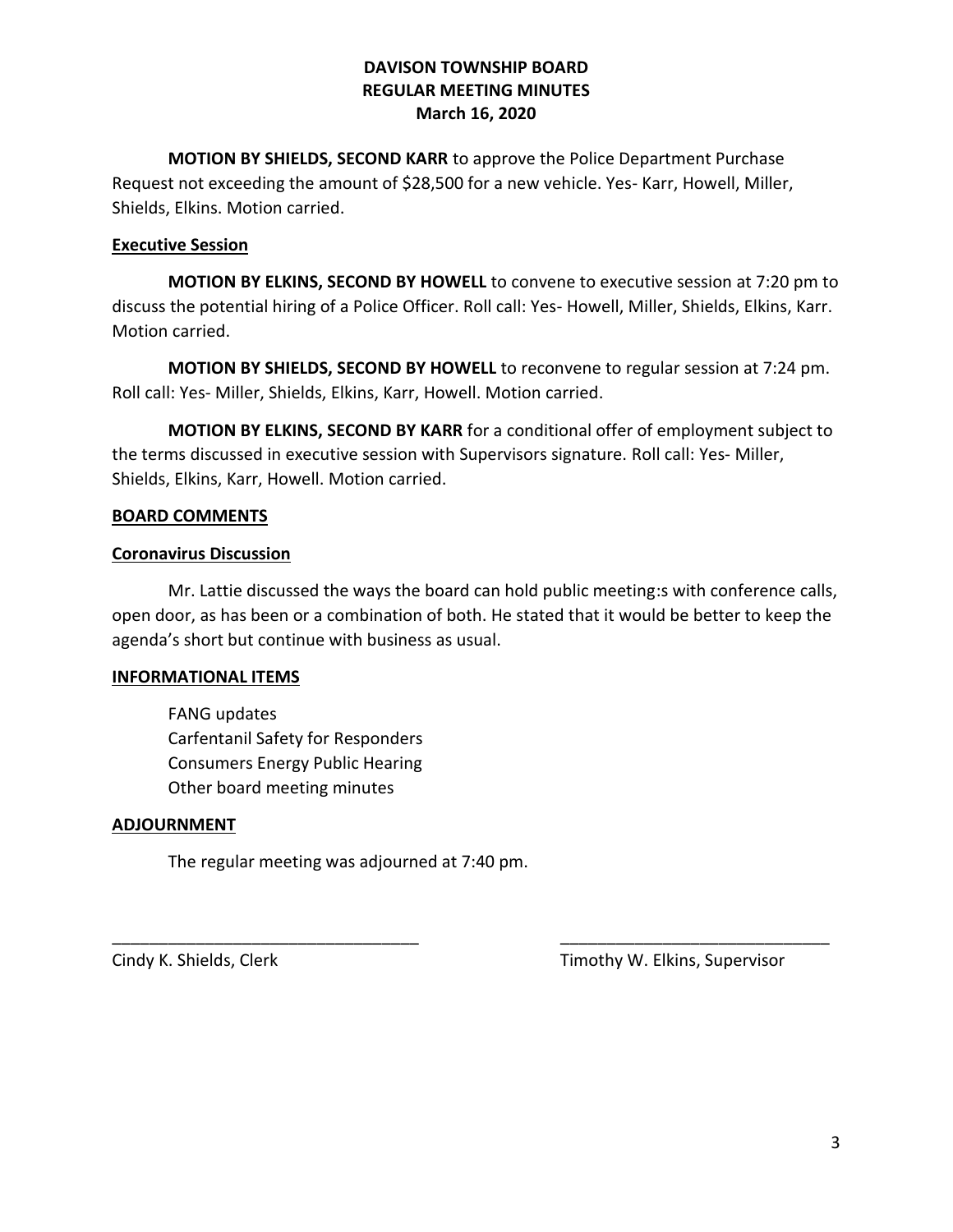**DAVISON TOWNSHIP BOARD**
**REGULAR MEETING MINUTES**
**March 16, 2020**

**MOTION BY SHIELDS, SECOND KARR** to approve the Police Department Purchase Request not exceeding the amount of $28,500 for a new vehicle. Yes- Karr, Howell, Miller, Shields, Elkins. Motion carried.

## Executive Session

**MOTION BY ELKINS, SECOND BY HOWELL** to convene to executive session at 7:20 pm to discuss the potential hiring of a Police Officer. Roll call: Yes- Howell, Miller, Shields, Elkins, Karr. Motion carried.

**MOTION BY SHIELDS, SECOND BY HOWELL** to reconvene to regular session at 7:24 pm. Roll call: Yes- Miller, Shields, Elkins, Karr, Howell. Motion carried.

**MOTION BY ELKINS, SECOND BY KARR** for a conditional offer of employment subject to the terms discussed in executive session with Supervisors signature. Roll call: Yes- Miller, Shields, Elkins, Karr, Howell. Motion carried.

## BOARD COMMENTS

## Coronavirus Discussion

Mr. Lattie discussed the ways the board can hold public meeting:s with conference calls, open door, as has been or a combination of both. He stated that it would be better to keep the agenda's short but continue with business as usual.

## INFORMATIONAL ITEMS

FANG updates
Carfentanil Safety for Responders
Consumers Energy Public Hearing
Other board meeting minutes

## ADJOURNMENT

The regular meeting was adjourned at 7:40 pm.

\_\_\_\_\_\_\_\_\_\_\_\_\_\_\_\_\_\_\_\_\_\_\_\_\_\_\_\_\_\_\_\_\_\_
Cindy K. Shields, Clerk

\_\_\_\_\_\_\_\_\_\_\_\_\_\_\_\_\_\_\_\_\_\_\_\_\_\_\_\_\_\_\_\_\_\_
Timothy W. Elkins, Supervisor